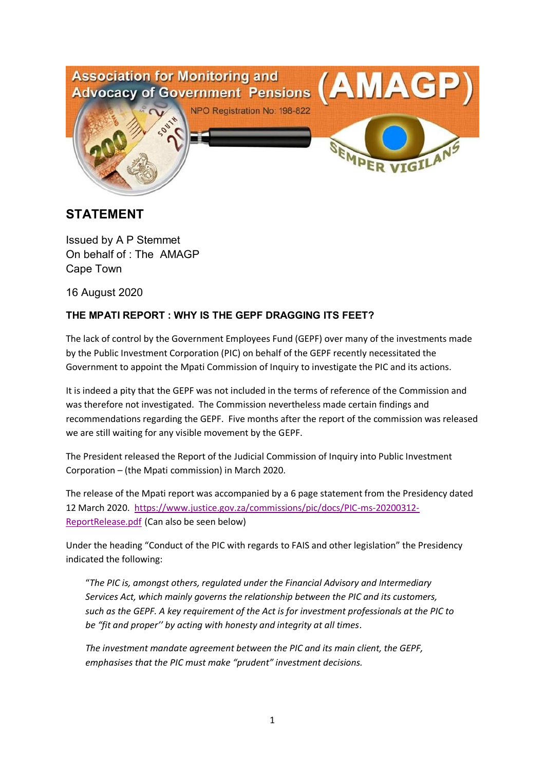Association for Monitoring and Advocacy of Government Pensions (AMAGP)

NPO Registration No: 198-822

SEMPER VIGILANS

## STATEMENT

Issued by A P Stemmet
On behalf of : The AMAGP
Cape Town

16 August 2020

**THE MPATI REPORT : WHY IS THE GEPF DRAGGING ITS FEET?**

The lack of control by the Government Employees Fund (GEPF) over many of the investments made by the Public Investment Corporation (PIC) on behalf of the GEPF recently necessitated the Government to appoint the Mpati Commission of Inquiry to investigate the PIC and its actions.

It is indeed a pity that the GEPF was not included in the terms of reference of the Commission and was therefore not investigated. The Commission nevertheless made certain findings and recommendations regarding the GEPF. Five months after the report of the commission was released we are still waiting for any visible movement by the GEPF.

The President released the Report of the Judicial Commission of Inquiry into Public Investment Corporation – (the Mpati commission) in March 2020.

The release of the Mpati report was accompanied by a 6 page statement from the Presidency dated 12 March 2020. [https://www.justice.gov.za/commissions/pic/docs/PIC-ms-20200312-ReportRelease.pdf](https://www.justice.gov.za/commissions/pic/docs/PIC-ms-20200312-ReportRelease.pdf) (Can also be seen below)

Under the heading "Conduct of the PIC with regards to FAIS and other legislation" the Presidency indicated the following:

> "*The PIC is, amongst others, regulated under the Financial Advisory and Intermediary Services Act, which mainly governs the relationship between the PIC and its customers, such as the GEPF. A key requirement of the Act is for investment professionals at the PIC to be "fit and proper'' by acting with honesty and integrity at all times*.
>
> *The investment mandate agreement between the PIC and its main client, the GEPF, emphasises that the PIC must make "prudent" investment decisions.*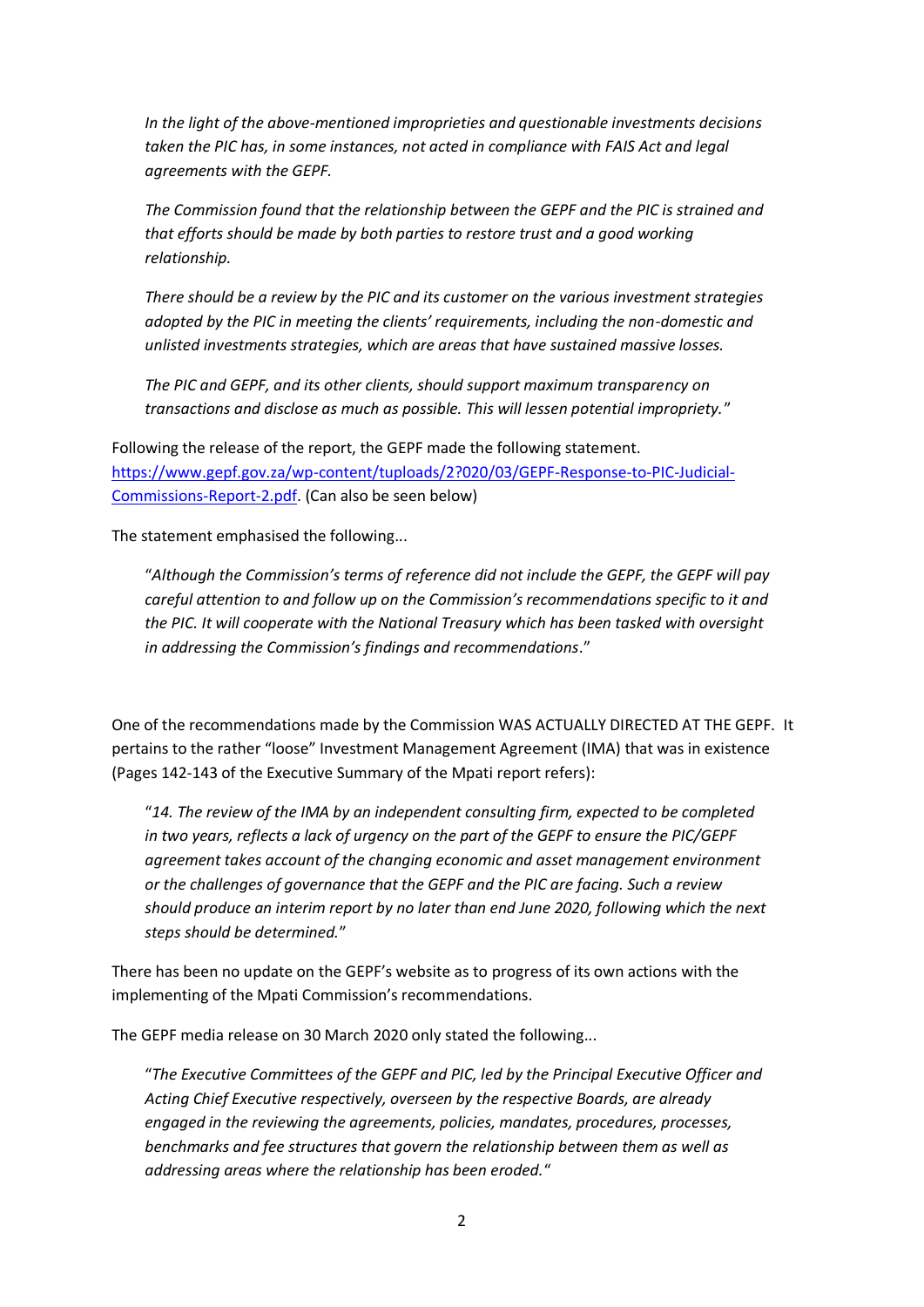> *In the light of the above-mentioned improprieties and questionable investments decisions taken the PIC has, in some instances, not acted in compliance with FAIS Act and legal agreements with the GEPF.*
>
> *The Commission found that the relationship between the GEPF and the PIC is strained and that efforts should be made by both parties to restore trust and a good working relationship.*
>
> *There should be a review by the PIC and its customer on the various investment strategies adopted by the PIC in meeting the clients' requirements, including the non-domestic and unlisted investments strategies, which are areas that have sustained massive losses.*
>
> *The PIC and GEPF, and its other clients, should support maximum transparency on transactions and disclose as much as possible. This will lessen potential impropriety."*

Following the release of the report, the GEPF made the following statement. [https://www.gepf.gov.za/wp-content/tuploads/2?020/03/GEPF-Response-to-PIC-Judicial-Commissions-Report-2.pdf](https://www.gepf.gov.za/wp-content/tuploads/2?020/03/GEPF-Response-to-PIC-Judicial-Commissions-Report-2.pdf). (Can also be seen below)

The statement emphasised the following...

> "*Although the Commission's terms of reference did not include the GEPF, the GEPF will pay careful attention to and follow up on the Commission's recommendations specific to it and the PIC. It will cooperate with the National Treasury which has been tasked with oversight in addressing the Commission's findings and recommendations*."

One of the recommendations made by the Commission WAS ACTUALLY DIRECTED AT THE GEPF. It pertains to the rather "loose" Investment Management Agreement (IMA) that was in existence (Pages 142-143 of the Executive Summary of the Mpati report refers):

> "*14. The review of the IMA by an independent consulting firm, expected to be completed in two years, reflects a lack of urgency on the part of the GEPF to ensure the PIC/GEPF agreement takes account of the changing economic and asset management environment or the challenges of governance that the GEPF and the PIC are facing. Such a review should produce an interim report by no later than end June 2020, following which the next steps should be determined.*"

There has been no update on the GEPF's website as to progress of its own actions with the implementing of the Mpati Commission's recommendations.

The GEPF media release on 30 March 2020 only stated the following...

> "*The Executive Committees of the GEPF and PIC, led by the Principal Executive Officer and Acting Chief Executive respectively, overseen by the respective Boards, are already engaged in the reviewing the agreements, policies, mandates, procedures, processes, benchmarks and fee structures that govern the relationship between them as well as addressing areas where the relationship has been eroded.*"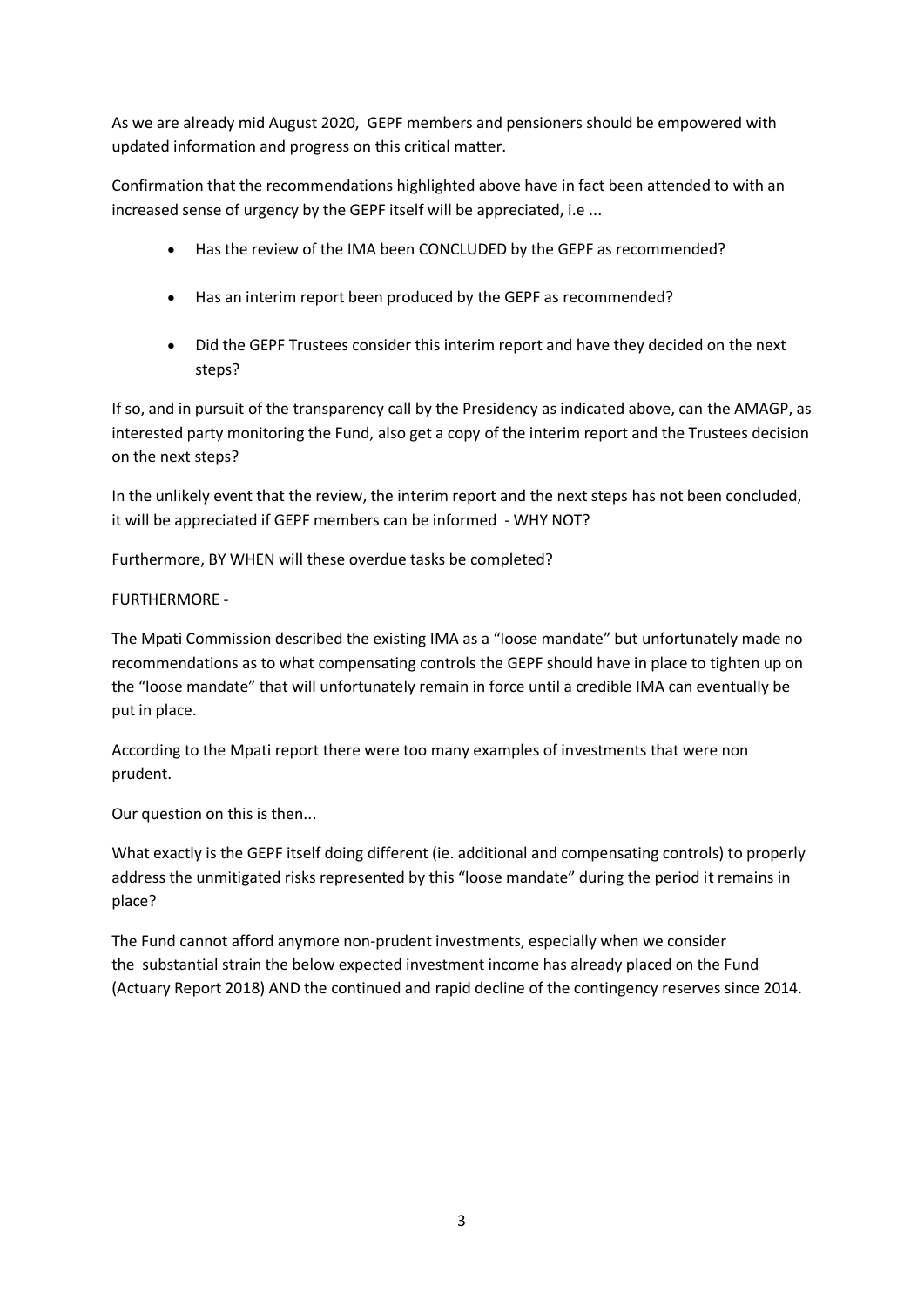As we are already mid August 2020, GEPF members and pensioners should be empowered with updated information and progress on this critical matter.

Confirmation that the recommendations highlighted above have in fact been attended to with an increased sense of urgency by the GEPF itself will be appreciated, i.e ...

- Has the review of the IMA been CONCLUDED by the GEPF as recommended?
- Has an interim report been produced by the GEPF as recommended?
- Did the GEPF Trustees consider this interim report and have they decided on the next steps?

If so, and in pursuit of the transparency call by the Presidency as indicated above, can the AMAGP, as interested party monitoring the Fund, also get a copy of the interim report and the Trustees decision on the next steps?

In the unlikely event that the review, the interim report and the next steps has not been concluded, it will be appreciated if GEPF members can be informed - WHY NOT?

Furthermore, BY WHEN will these overdue tasks be completed?

FURTHERMORE -

The Mpati Commission described the existing IMA as a "loose mandate" but unfortunately made no recommendations as to what compensating controls the GEPF should have in place to tighten up on the "loose mandate" that will unfortunately remain in force until a credible IMA can eventually be put in place.

According to the Mpati report there were too many examples of investments that were non prudent.

Our question on this is then...

What exactly is the GEPF itself doing different (ie. additional and compensating controls) to properly address the unmitigated risks represented by this "loose mandate" during the period it remains in place?

The Fund cannot afford anymore non-prudent investments, especially when we consider the substantial strain the below expected investment income has already placed on the Fund (Actuary Report 2018) AND the continued and rapid decline of the contingency reserves since 2014.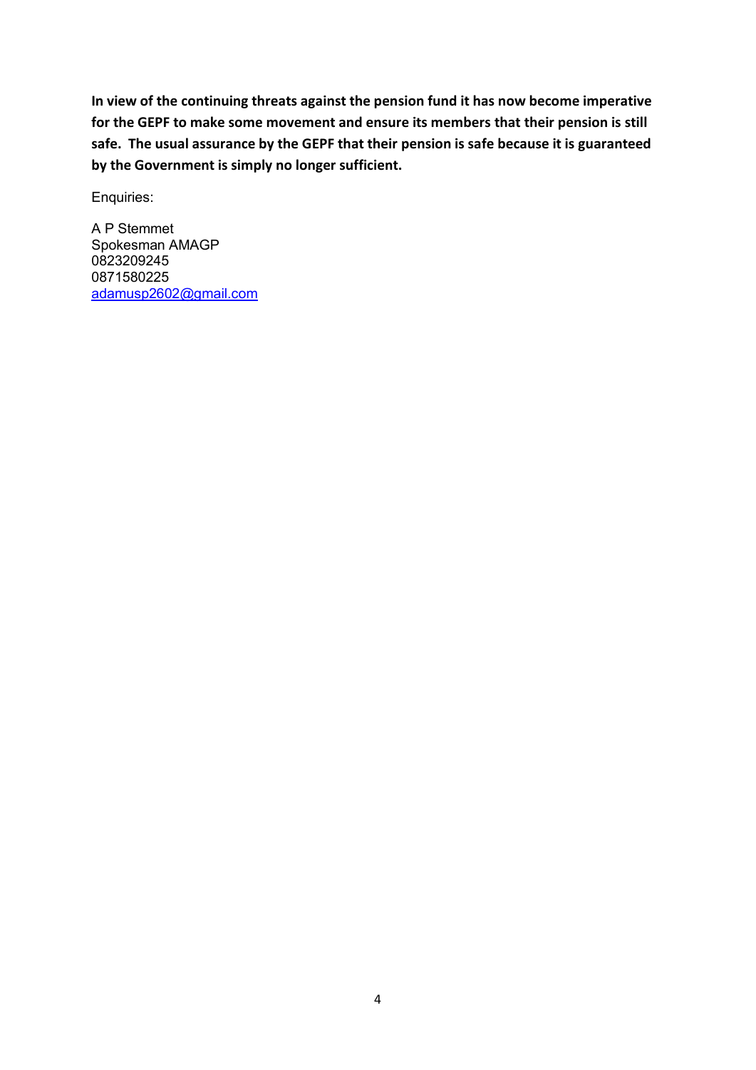**In view of the continuing threats against the pension fund it has now become imperative for the GEPF to make some movement and ensure its members that their pension is still safe. The usual assurance by the GEPF that their pension is safe because it is guaranteed by the Government is simply no longer sufficient.**

Enquiries:

A P Stemmet  
Spokesman AMAGP  
0823209245  
0871580225  
adamusp2602@gmail.com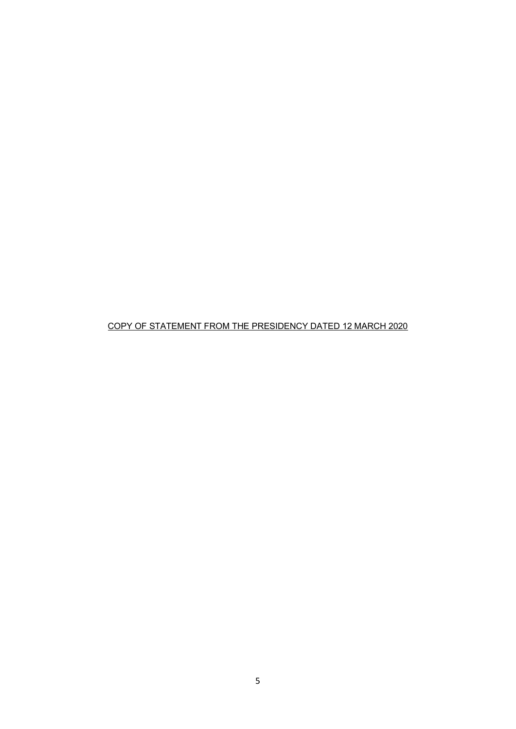<u>COPY OF STATEMENT FROM THE PRESIDENCY DATED 12 MARCH 2020</u>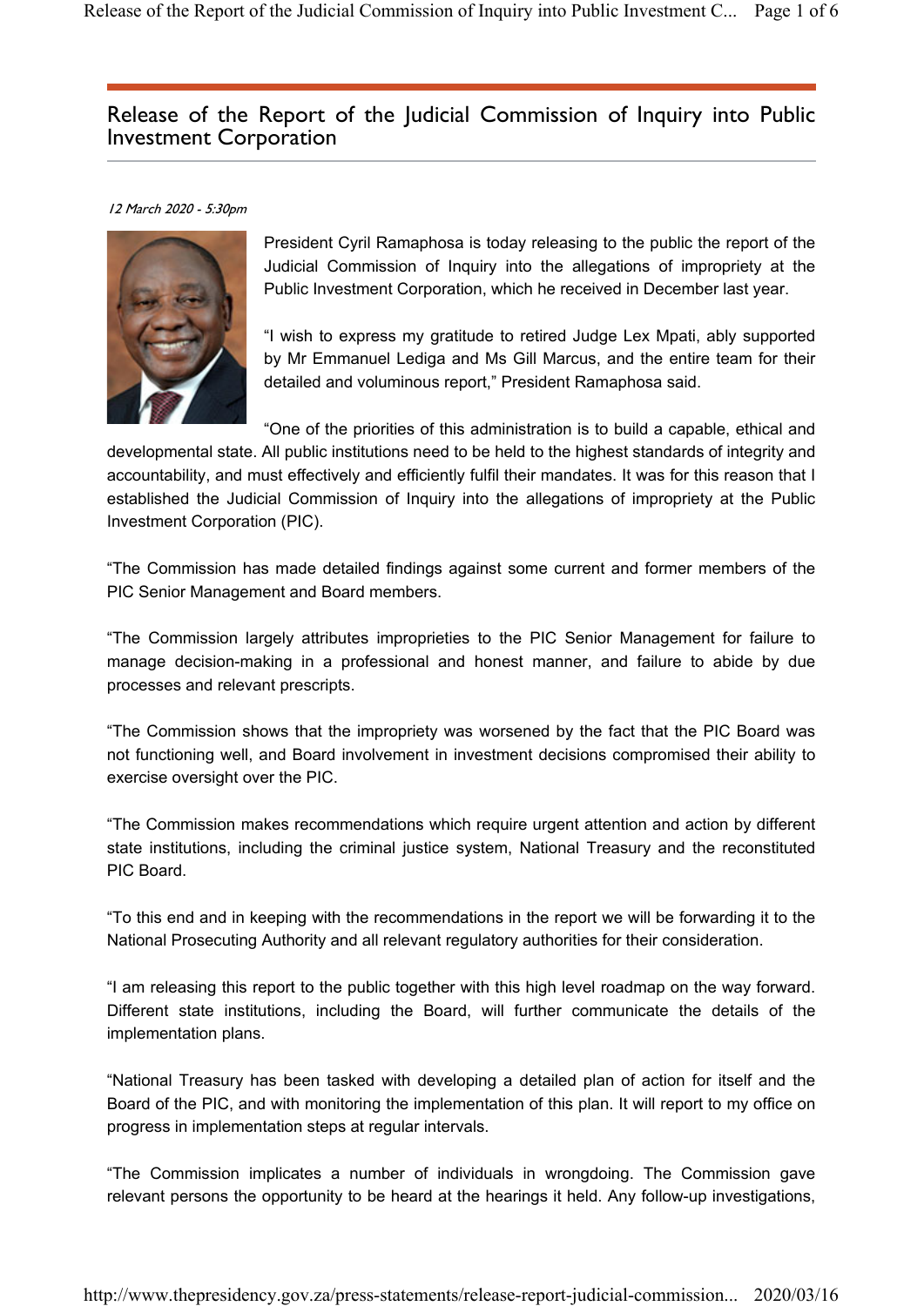# Release of the Report of the Judicial Commission of Inquiry into Public Investment Corporation

*12 March 2020 - 5:30pm*

President Cyril Ramaphosa is today releasing to the public the report of the Judicial Commission of Inquiry into the allegations of impropriety at the Public Investment Corporation, which he received in December last year.

"I wish to express my gratitude to retired Judge Lex Mpati, ably supported by Mr Emmanuel Lediga and Ms Gill Marcus, and the entire team for their detailed and voluminous report," President Ramaphosa said.

"One of the priorities of this administration is to build a capable, ethical and developmental state. All public institutions need to be held to the highest standards of integrity and accountability, and must effectively and efficiently fulfil their mandates. It was for this reason that I established the Judicial Commission of Inquiry into the allegations of impropriety at the Public Investment Corporation (PIC).

"The Commission has made detailed findings against some current and former members of the PIC Senior Management and Board members.

"The Commission largely attributes improprieties to the PIC Senior Management for failure to manage decision-making in a professional and honest manner, and failure to abide by due processes and relevant prescripts.

"The Commission shows that the impropriety was worsened by the fact that the PIC Board was not functioning well, and Board involvement in investment decisions compromised their ability to exercise oversight over the PIC.

"The Commission makes recommendations which require urgent attention and action by different state institutions, including the criminal justice system, National Treasury and the reconstituted PIC Board.

"To this end and in keeping with the recommendations in the report we will be forwarding it to the National Prosecuting Authority and all relevant regulatory authorities for their consideration.

"I am releasing this report to the public together with this high level roadmap on the way forward. Different state institutions, including the Board, will further communicate the details of the implementation plans.

"National Treasury has been tasked with developing a detailed plan of action for itself and the Board of the PIC, and with monitoring the implementation of this plan. It will report to my office on progress in implementation steps at regular intervals.

"The Commission implicates a number of individuals in wrongdoing. The Commission gave relevant persons the opportunity to be heard at the hearings it held. Any follow-up investigations,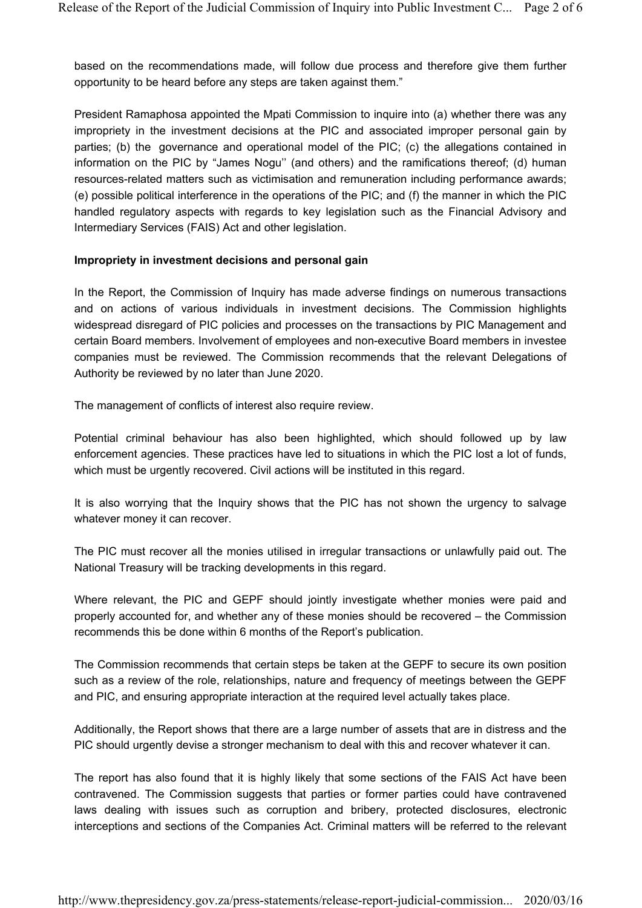based on the recommendations made, will follow due process and therefore give them further opportunity to be heard before any steps are taken against them."

President Ramaphosa appointed the Mpati Commission to inquire into (a) whether there was any impropriety in the investment decisions at the PIC and associated improper personal gain by parties; (b) the governance and operational model of the PIC; (c) the allegations contained in information on the PIC by "James Nogu'' (and others) and the ramifications thereof; (d) human resources-related matters such as victimisation and remuneration including performance awards; (e) possible political interference in the operations of the PIC; and (f) the manner in which the PIC handled regulatory aspects with regards to key legislation such as the Financial Advisory and Intermediary Services (FAIS) Act and other legislation.

**Impropriety in investment decisions and personal gain**

In the Report, the Commission of Inquiry has made adverse findings on numerous transactions and on actions of various individuals in investment decisions. The Commission highlights widespread disregard of PIC policies and processes on the transactions by PIC Management and certain Board members. Involvement of employees and non-executive Board members in investee companies must be reviewed. The Commission recommends that the relevant Delegations of Authority be reviewed by no later than June 2020.

The management of conflicts of interest also require review.

Potential criminal behaviour has also been highlighted, which should followed up by law enforcement agencies. These practices have led to situations in which the PIC lost a lot of funds, which must be urgently recovered. Civil actions will be instituted in this regard.

It is also worrying that the Inquiry shows that the PIC has not shown the urgency to salvage whatever money it can recover.

The PIC must recover all the monies utilised in irregular transactions or unlawfully paid out. The National Treasury will be tracking developments in this regard.

Where relevant, the PIC and GEPF should jointly investigate whether monies were paid and properly accounted for, and whether any of these monies should be recovered – the Commission recommends this be done within 6 months of the Report's publication.

The Commission recommends that certain steps be taken at the GEPF to secure its own position such as a review of the role, relationships, nature and frequency of meetings between the GEPF and PIC, and ensuring appropriate interaction at the required level actually takes place.

Additionally, the Report shows that there are a large number of assets that are in distress and the PIC should urgently devise a stronger mechanism to deal with this and recover whatever it can.

The report has also found that it is highly likely that some sections of the FAIS Act have been contravened. The Commission suggests that parties or former parties could have contravened laws dealing with issues such as corruption and bribery, protected disclosures, electronic interceptions and sections of the Companies Act. Criminal matters will be referred to the relevant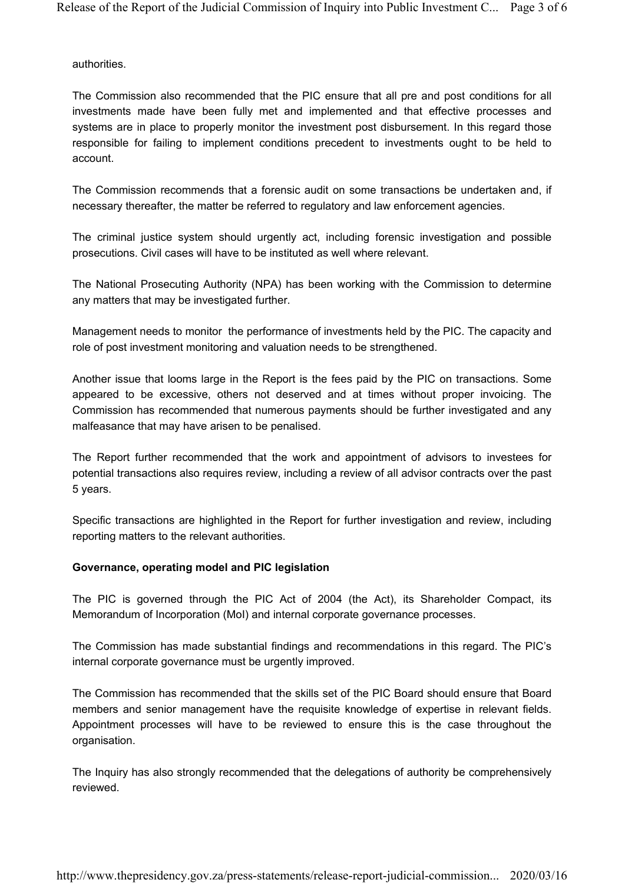authorities.

The Commission also recommended that the PIC ensure that all pre and post conditions for all investments made have been fully met and implemented and that effective processes and systems are in place to properly monitor the investment post disbursement. In this regard those responsible for failing to implement conditions precedent to investments ought to be held to account.

The Commission recommends that a forensic audit on some transactions be undertaken and, if necessary thereafter, the matter be referred to regulatory and law enforcement agencies.

The criminal justice system should urgently act, including forensic investigation and possible prosecutions. Civil cases will have to be instituted as well where relevant.

The National Prosecuting Authority (NPA) has been working with the Commission to determine any matters that may be investigated further.

Management needs to monitor the performance of investments held by the PIC. The capacity and role of post investment monitoring and valuation needs to be strengthened.

Another issue that looms large in the Report is the fees paid by the PIC on transactions. Some appeared to be excessive, others not deserved and at times without proper invoicing. The Commission has recommended that numerous payments should be further investigated and any malfeasance that may have arisen to be penalised.

The Report further recommended that the work and appointment of advisors to investees for potential transactions also requires review, including a review of all advisor contracts over the past 5 years.

Specific transactions are highlighted in the Report for further investigation and review, including reporting matters to the relevant authorities.

**Governance, operating model and PIC legislation**

The PIC is governed through the PIC Act of 2004 (the Act), its Shareholder Compact, its Memorandum of Incorporation (MoI) and internal corporate governance processes.

The Commission has made substantial findings and recommendations in this regard. The PIC's internal corporate governance must be urgently improved.

The Commission has recommended that the skills set of the PIC Board should ensure that Board members and senior management have the requisite knowledge of expertise in relevant fields. Appointment processes will have to be reviewed to ensure this is the case throughout the organisation.

The Inquiry has also strongly recommended that the delegations of authority be comprehensively reviewed.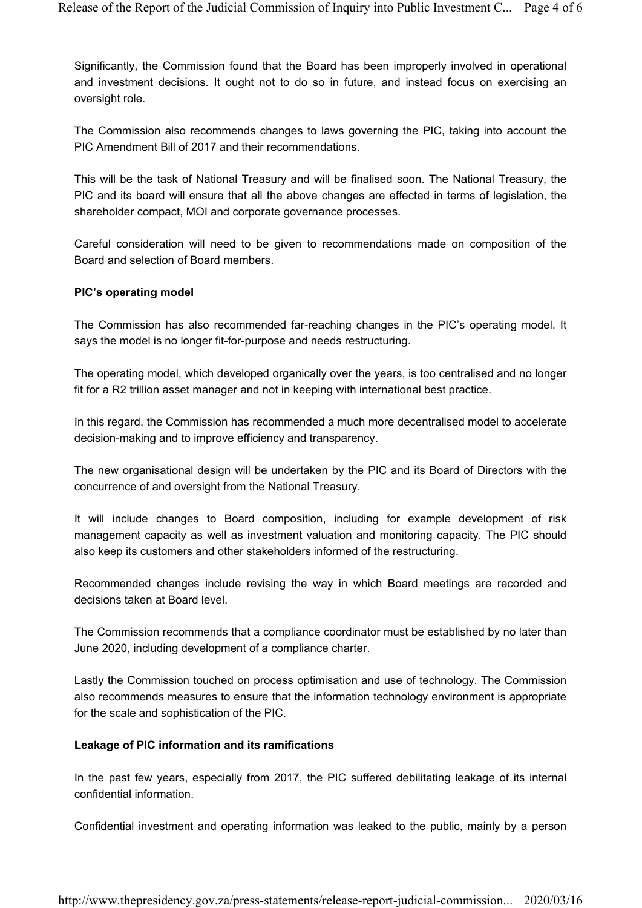Significantly, the Commission found that the Board has been improperly involved in operational and investment decisions. It ought not to do so in future, and instead focus on exercising an oversight role.

The Commission also recommends changes to laws governing the PIC, taking into account the PIC Amendment Bill of 2017 and their recommendations.

This will be the task of National Treasury and will be finalised soon. The National Treasury, the PIC and its board will ensure that all the above changes are effected in terms of legislation, the shareholder compact, MOI and corporate governance processes.

Careful consideration will need to be given to recommendations made on composition of the Board and selection of Board members.

**PIC's operating model**

The Commission has also recommended far-reaching changes in the PIC's operating model. It says the model is no longer fit-for-purpose and needs restructuring.

The operating model, which developed organically over the years, is too centralised and no longer fit for a R2 trillion asset manager and not in keeping with international best practice.

In this regard, the Commission has recommended a much more decentralised model to accelerate decision-making and to improve efficiency and transparency.

The new organisational design will be undertaken by the PIC and its Board of Directors with the concurrence of and oversight from the National Treasury.

It will include changes to Board composition, including for example development of risk management capacity as well as investment valuation and monitoring capacity. The PIC should also keep its customers and other stakeholders informed of the restructuring.

Recommended changes include revising the way in which Board meetings are recorded and decisions taken at Board level.

The Commission recommends that a compliance coordinator must be established by no later than June 2020, including development of a compliance charter.

Lastly the Commission touched on process optimisation and use of technology. The Commission also recommends measures to ensure that the information technology environment is appropriate for the scale and sophistication of the PIC.

**Leakage of PIC information and its ramifications**

In the past few years, especially from 2017, the PIC suffered debilitating leakage of its internal confidential information.

Confidential investment and operating information was leaked to the public, mainly by a person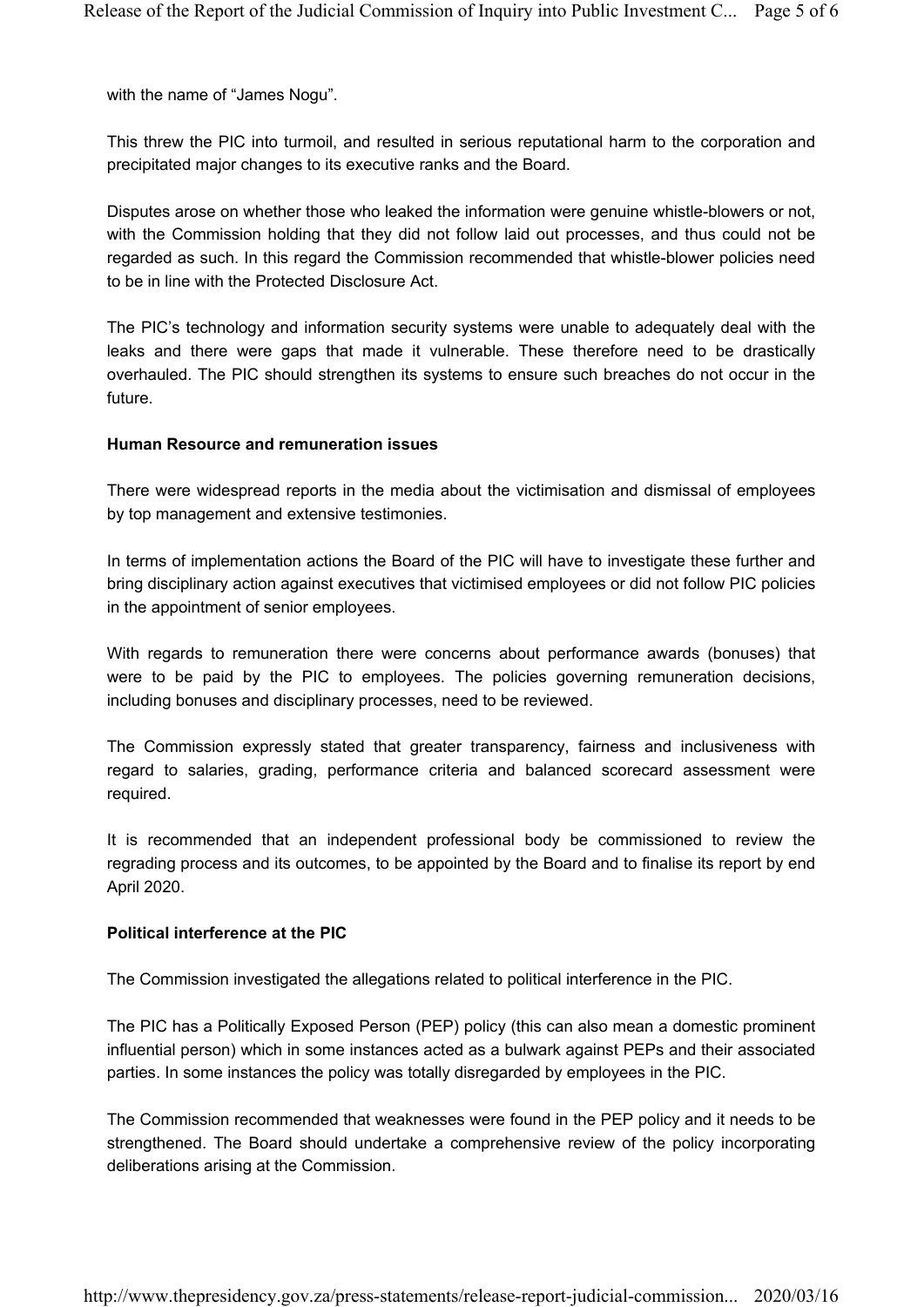with the name of "James Nogu".

This threw the PIC into turmoil, and resulted in serious reputational harm to the corporation and precipitated major changes to its executive ranks and the Board.

Disputes arose on whether those who leaked the information were genuine whistle-blowers or not, with the Commission holding that they did not follow laid out processes, and thus could not be regarded as such. In this regard the Commission recommended that whistle-blower policies need to be in line with the Protected Disclosure Act.

The PIC's technology and information security systems were unable to adequately deal with the leaks and there were gaps that made it vulnerable. These therefore need to be drastically overhauled. The PIC should strengthen its systems to ensure such breaches do not occur in the future.

**Human Resource and remuneration issues**

There were widespread reports in the media about the victimisation and dismissal of employees by top management and extensive testimonies.

In terms of implementation actions the Board of the PIC will have to investigate these further and bring disciplinary action against executives that victimised employees or did not follow PIC policies in the appointment of senior employees.

With regards to remuneration there were concerns about performance awards (bonuses) that were to be paid by the PIC to employees. The policies governing remuneration decisions, including bonuses and disciplinary processes, need to be reviewed.

The Commission expressly stated that greater transparency, fairness and inclusiveness with regard to salaries, grading, performance criteria and balanced scorecard assessment were required.

It is recommended that an independent professional body be commissioned to review the regrading process and its outcomes, to be appointed by the Board and to finalise its report by end April 2020.

**Political interference at the PIC**

The Commission investigated the allegations related to political interference in the PIC.

The PIC has a Politically Exposed Person (PEP) policy (this can also mean a domestic prominent influential person) which in some instances acted as a bulwark against PEPs and their associated parties. In some instances the policy was totally disregarded by employees in the PIC.

The Commission recommended that weaknesses were found in the PEP policy and it needs to be strengthened. The Board should undertake a comprehensive review of the policy incorporating deliberations arising at the Commission.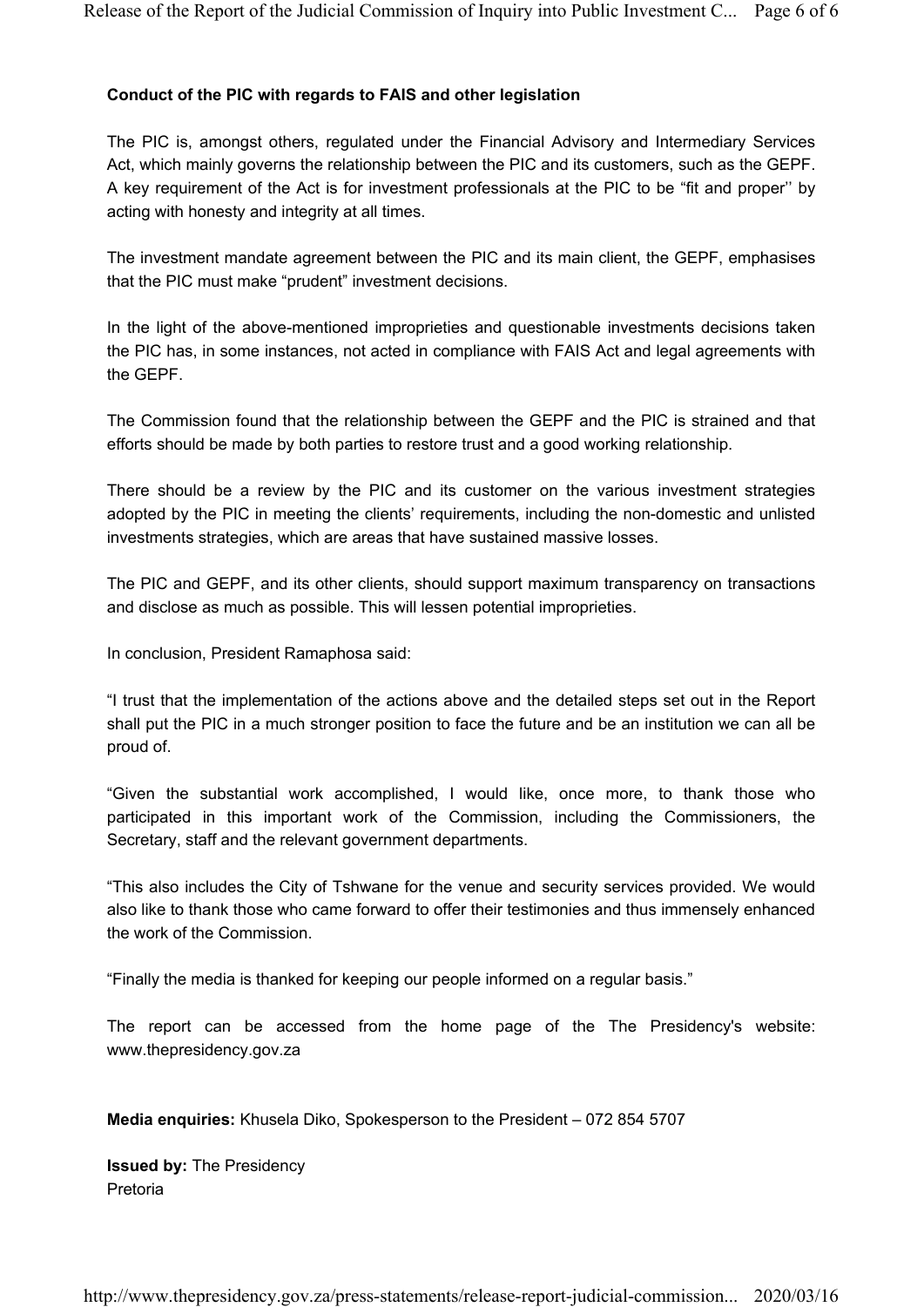**Conduct of the PIC with regards to FAIS and other legislation**

The PIC is, amongst others, regulated under the Financial Advisory and Intermediary Services Act, which mainly governs the relationship between the PIC and its customers, such as the GEPF. A key requirement of the Act is for investment professionals at the PIC to be "fit and proper'' by acting with honesty and integrity at all times.

The investment mandate agreement between the PIC and its main client, the GEPF, emphasises that the PIC must make "prudent" investment decisions.

In the light of the above-mentioned improprieties and questionable investments decisions taken the PIC has, in some instances, not acted in compliance with FAIS Act and legal agreements with the GEPF.

The Commission found that the relationship between the GEPF and the PIC is strained and that efforts should be made by both parties to restore trust and a good working relationship.

There should be a review by the PIC and its customer on the various investment strategies adopted by the PIC in meeting the clients' requirements, including the non-domestic and unlisted investments strategies, which are areas that have sustained massive losses.

The PIC and GEPF, and its other clients, should support maximum transparency on transactions and disclose as much as possible. This will lessen potential improprieties.

In conclusion, President Ramaphosa said:

"I trust that the implementation of the actions above and the detailed steps set out in the Report shall put the PIC in a much stronger position to face the future and be an institution we can all be proud of.

"Given the substantial work accomplished, I would like, once more, to thank those who participated in this important work of the Commission, including the Commissioners, the Secretary, staff and the relevant government departments.

"This also includes the City of Tshwane for the venue and security services provided. We would also like to thank those who came forward to offer their testimonies and thus immensely enhanced the work of the Commission.

"Finally the media is thanked for keeping our people informed on a regular basis."

The report can be accessed from the home page of the The Presidency's website: www.thepresidency.gov.za

**Media enquiries:** Khusela Diko, Spokesperson to the President – 072 854 5707

**Issued by:** The Presidency
Pretoria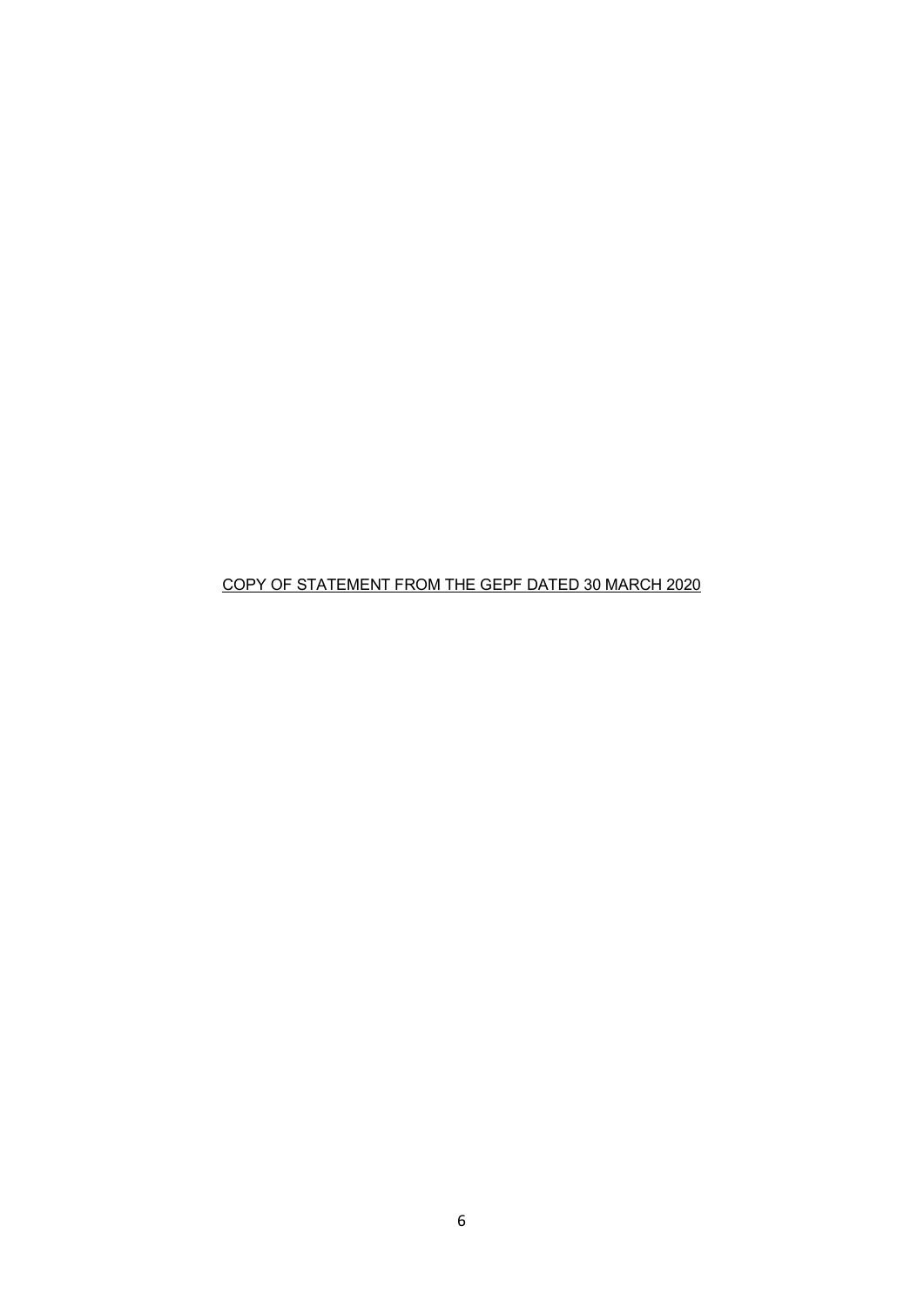<u>COPY OF STATEMENT FROM THE GEPF DATED 30 MARCH 2020</u>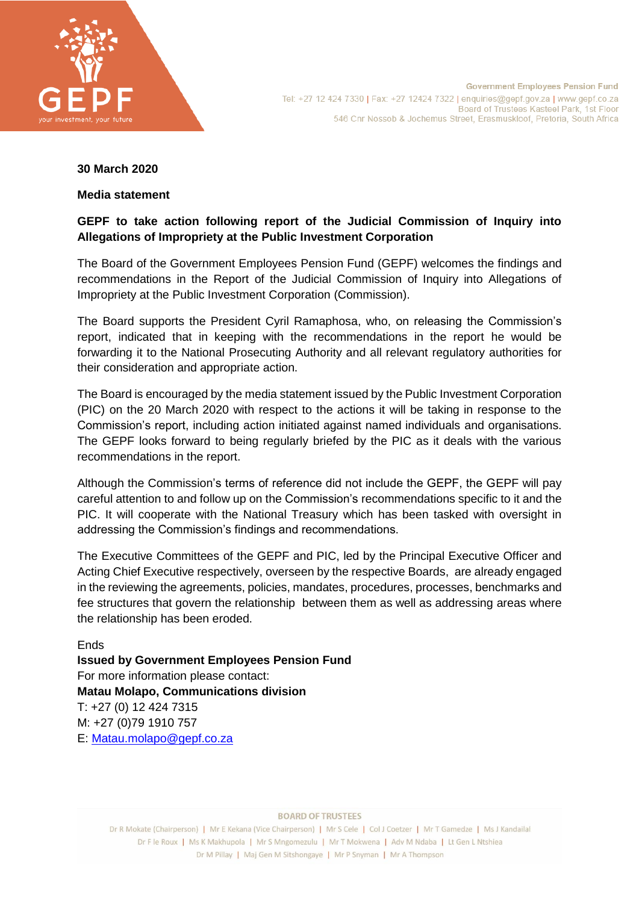Government Employees Pension Fund
Tel: +27 12 424 7330 | Fax: +27 12424 7322 | enquiries@gepf.gov.za | www.gepf.co.za
Board of Trustees Kasteel Park, 1st Floor
546 Cnr Nossob & Jochemus Street, Erasmuskloof, Pretoria, South Africa

**30 March 2020**

**Media statement**

**GEPF to take action following report of the Judicial Commission of Inquiry into Allegations of Impropriety at the Public Investment Corporation**

The Board of the Government Employees Pension Fund (GEPF) welcomes the findings and recommendations in the Report of the Judicial Commission of Inquiry into Allegations of Impropriety at the Public Investment Corporation (Commission).

The Board supports the President Cyril Ramaphosa, who, on releasing the Commission's report, indicated that in keeping with the recommendations in the report he would be forwarding it to the National Prosecuting Authority and all relevant regulatory authorities for their consideration and appropriate action.

The Board is encouraged by the media statement issued by the Public Investment Corporation (PIC) on the 20 March 2020 with respect to the actions it will be taking in response to the Commission's report, including action initiated against named individuals and organisations. The GEPF looks forward to being regularly briefed by the PIC as it deals with the various recommendations in the report.

Although the Commission's terms of reference did not include the GEPF, the GEPF will pay careful attention to and follow up on the Commission's recommendations specific to it and the PIC. It will cooperate with the National Treasury which has been tasked with oversight in addressing the Commission's findings and recommendations.

The Executive Committees of the GEPF and PIC, led by the Principal Executive Officer and Acting Chief Executive respectively, overseen by the respective Boards, are already engaged in the reviewing the agreements, policies, mandates, procedures, processes, benchmarks and fee structures that govern the relationship between them as well as addressing areas where the relationship has been eroded.

Ends
**Issued by Government Employees Pension Fund**
For more information please contact:
**Matau Molapo, Communications division**
T: +27 (0) 12 424 7315
M: +27 (0)79 1910 757
E: Matau.molapo@gepf.co.za

**BOARD OF TRUSTEES**

Dr R Mokate (Chairperson) | Mr E Kekana (Vice Chairperson) | Mr S Cele | Col J Coetzer | Mr T Gamedze | Ms J Kandailal | Dr F le Roux | Ms K Makhupola | Mr S Mngomezulu | Mr T Mokwena | Adv M Ndaba | Lt Gen L Ntshiea | Dr M Pillay | Maj Gen M Sitshongaye | Mr P Snyman | Mr A Thompson